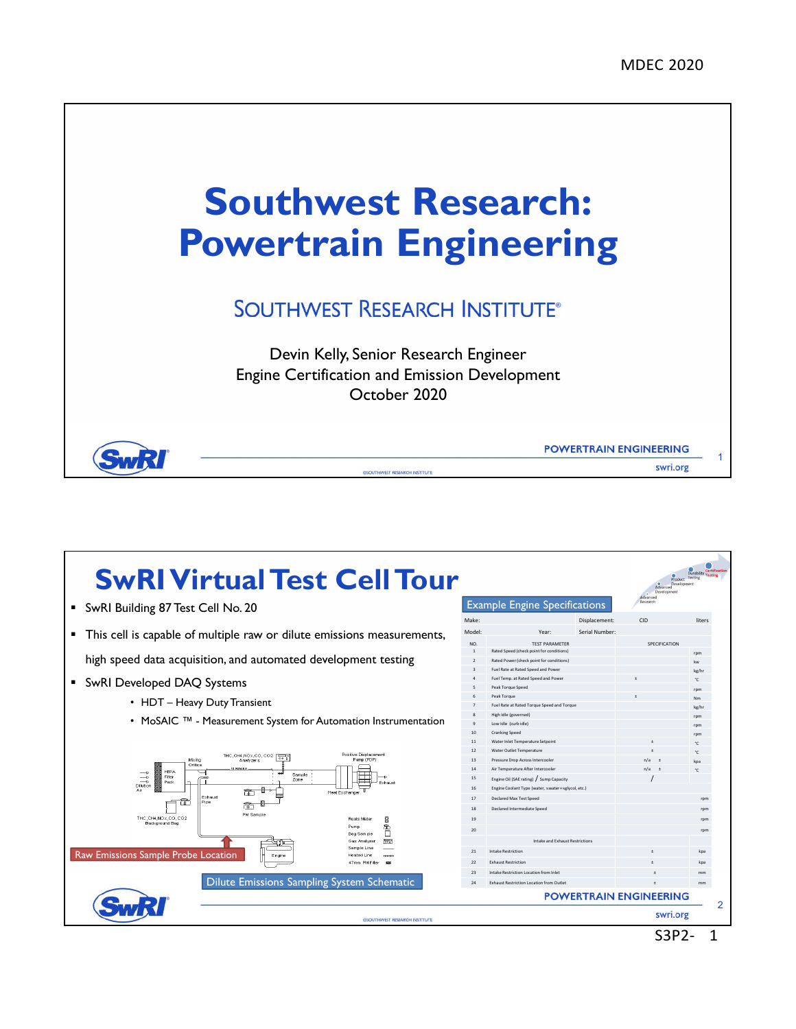# Southwest Research: Powertrain Engineering

## SOUTHWEST RESEARCH INSTITUTE®

Devin Kelly, Senior Research Engineer
Engine Certification and Emission Development
October 2020

POWERTRAIN ENGINEERING
swri.org

©SOUTHWEST RESEARCH INSTITUTE

# SwRI Virtual Test Cell Tour

- SwRI Building 87 Test Cell No. 20
- This cell is capable of multiple raw or dilute emissions measurements, high speed data acquisition, and automated development testing
- SwRI Developed DAQ Systems
  - HDT – Heavy Duty Transient
  - MoSAIC ™ - Measurement System for Automation Instrumentation

Raw Emissions Sample Probe Location

Dilute Emissions Sampling System Schematic

Example Engine Specifications

| Make: | | Displacement: | CID | liters |
|---|---|---|---|---|
| Model: | Year: | Serial Number: | | |

| NO. | TEST PARAMETER | SPECIFICATION | |
|---|---|---|---|
| 1 | Rated Speed (check point for conditions) | | rpm |
| 2 | Rated Power (check point for conditions) | | kw |
| 3 | Fuel Rate at Rated Speed and Power | | kg/hr |
| 4 | Fuel Temp. at Rated Speed and Power | ± | °C |
| 5 | Peak Torque Speed | | rpm |
| 6 | Peak Torque | ± | Nm |
| 7 | Fuel Rate at Rated Torque Speed and Torque | | kg/hr |
| 8 | High Idle (governed) | | rpm |
| 9 | Low Idle (curb idle) | | rpm |
| 10 | Cranking Speed | | rpm |
| 11 | Water Inlet Temperature Setpoint | ± | °C |
| 12 | Water Outlet Temperature | ± | °C |
| 13 | Pressure Drop Across Intercooler | n/a ± | kpa |
| 14 | Air Temperature After Intercooler | n/a ± | °C |
| 15 | Engine Oil (SAE rating) / Sump Capacity | / | |
| 16 | Engine Coolant Type (water, xwater+xglycol, etc.) | | |
| 17 | Declared Max Test Speed | | rpm |
| 18 | Declared Intermediate Speed | | rpm |
| 19 | | | rpm |
| 20 | | | rpm |
| | Intake and Exhaust Restrictions | | |
| 21 | Intake Restriction | ± | kpa |
| 22 | Exhaust Restriction | ± | kpa |
| 23 | Intake Restriction Location from Inlet | ± | mm |
| 24 | Exhaust Restriction Location from Outlet | ± | mm |

POWERTRAIN ENGINEERING
swri.org

©SOUTHWEST RESEARCH INSTITUTE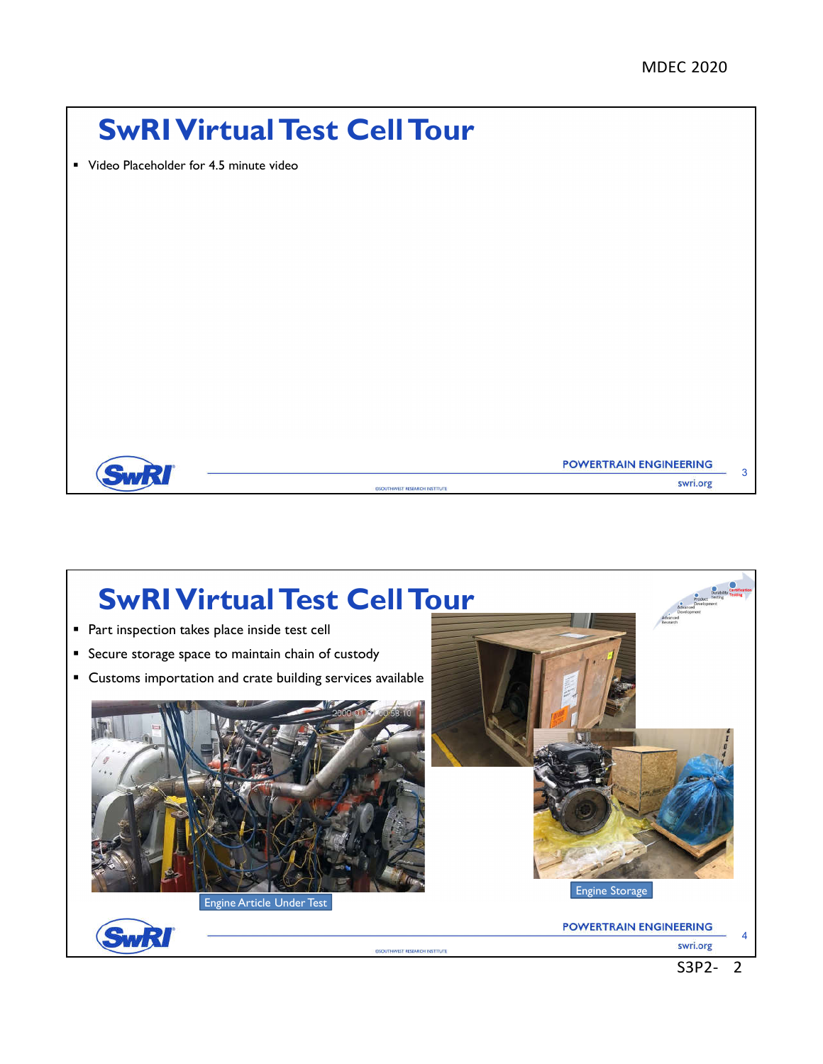# SwRI Virtual Test Cell Tour

- Video Placeholder for 4.5 minute video

# SwRI Virtual Test Cell Tour

- Part inspection takes place inside test cell
- Secure storage space to maintain chain of custody
- Customs importation and crate building services available

Engine Article Under Test

Engine Storage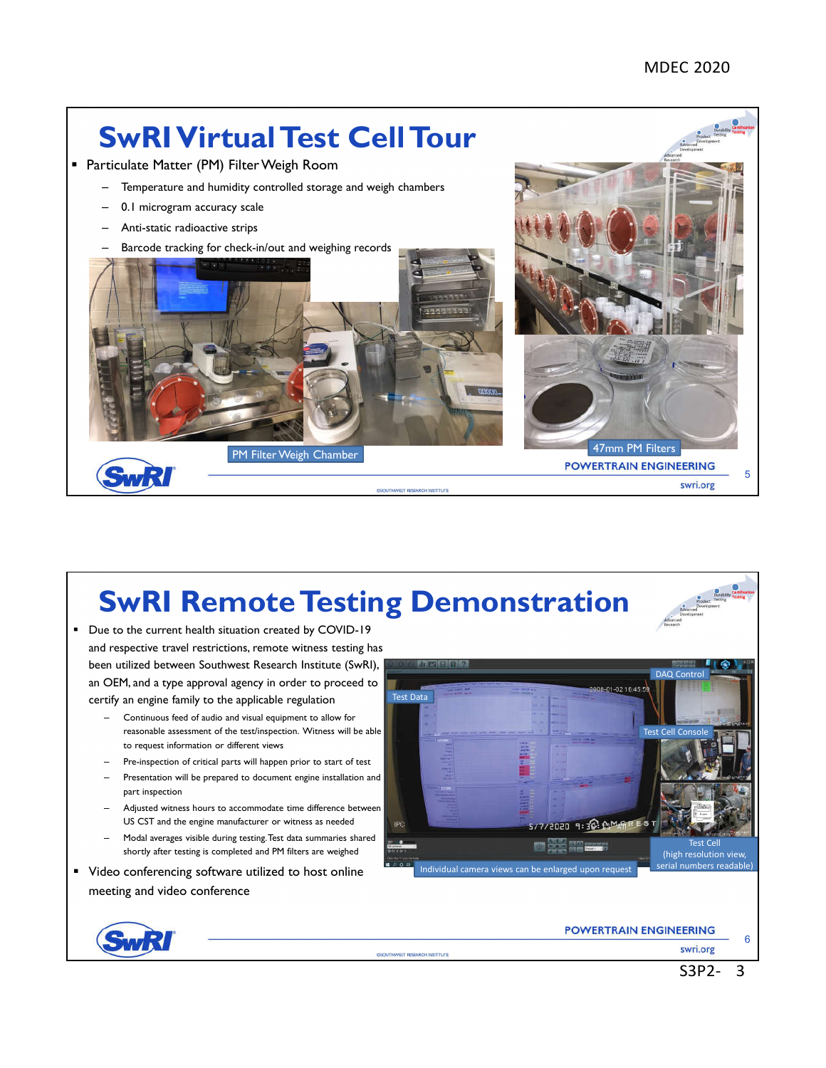# SwRI Virtual Test Cell Tour

- Particulate Matter (PM) Filter Weigh Room
  - Temperature and humidity controlled storage and weigh chambers
  - 0.1 microgram accuracy scale
  - Anti-static radioactive strips
  - Barcode tracking for check-in/out and weighing records

PM Filter Weigh Chamber

47mm PM Filters

POWERTRAIN ENGINEERING

swri.org

# SwRI Remote Testing Demonstration

- Due to the current health situation created by COVID-19 and respective travel restrictions, remote witness testing has been utilized between Southwest Research Institute (SwRI), an OEM, and a type approval agency in order to proceed to certify an engine family to the applicable regulation
  - Continuous feed of audio and visual equipment to allow for reasonable assessment of the test/inspection. Witness will be able to request information or different views
  - Pre-inspection of critical parts will happen prior to start of test
  - Presentation will be prepared to document engine installation and part inspection
  - Adjusted witness hours to accommodate time difference between US CST and the engine manufacturer or witness as needed
  - Modal averages visible during testing. Test data summaries shared shortly after testing is completed and PM filters are weighed
- Video conferencing software utilized to host online meeting and video conference

Test Data

DAQ Control

Test Cell Console

Test Cell (high resolution view, serial numbers readable)

Individual camera views can be enlarged upon request

POWERTRAIN ENGINEERING

swri.org

S3P2- 3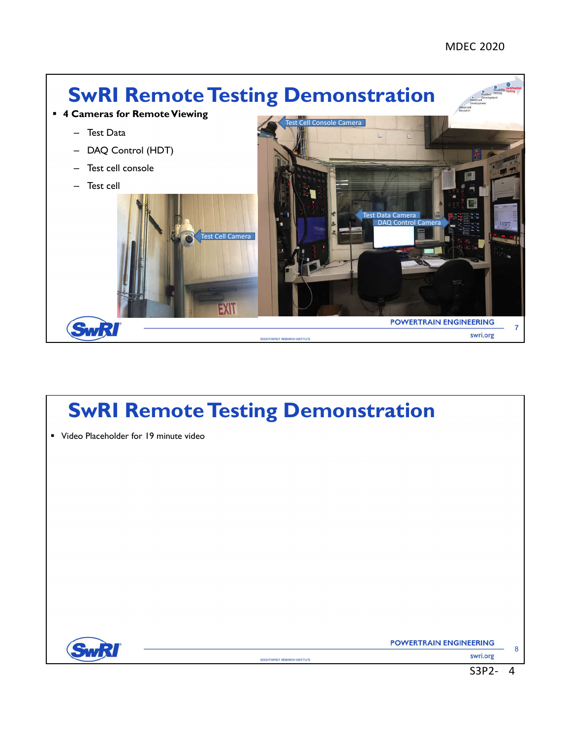# SwRI Remote Testing Demonstration

- **4 Cameras for Remote Viewing**
  - Test Data
  - DAQ Control (HDT)
  - Test cell console
  - Test cell

Test Cell Console Camera

Test Data Camera

DAQ Control Camera

Test Cell Camera

POWERTRAIN ENGINEERING

swri.org

# SwRI Remote Testing Demonstration

- Video Placeholder for 19 minute video

POWERTRAIN ENGINEERING

swri.org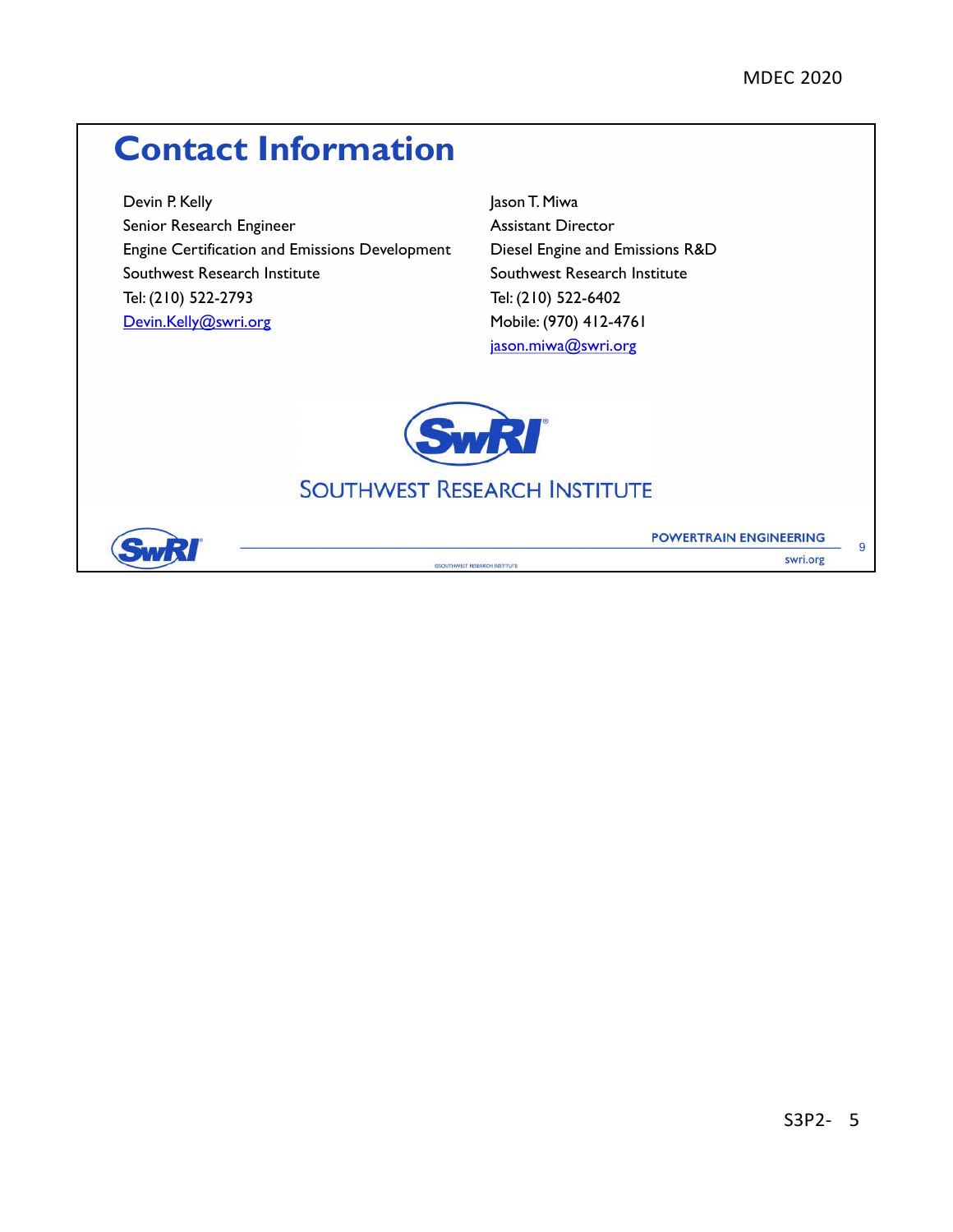# Contact Information

Devin P. Kelly
Senior Research Engineer
Engine Certification and Emissions Development
Southwest Research Institute
Tel: (210) 522-2793
Devin.Kelly@swri.org

Jason T. Miwa
Assistant Director
Diesel Engine and Emissions R&D
Southwest Research Institute
Tel: (210) 522-6402
Mobile: (970) 412-4761
jason.miwa@swri.org

SOUTHWEST RESEARCH INSTITUTE